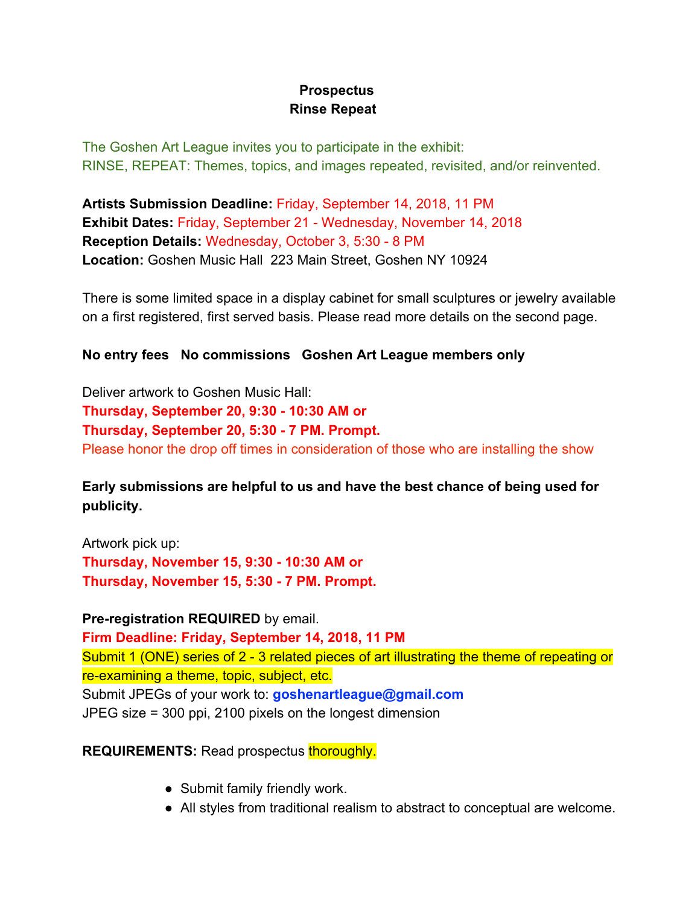# Prospectus
# Rinse Repeat

The Goshen Art League invites you to participate in the exhibit:
RINSE, REPEAT: Themes, topics, and images repeated, revisited, and/or reinvented.

**Artists Submission Deadline:** Friday, September 14, 2018, 11 PM
**Exhibit Dates:** Friday, September 21 - Wednesday, November 14, 2018
**Reception Details:** Wednesday, October 3, 5:30 - 8 PM
**Location:** Goshen Music Hall 223 Main Street, Goshen NY 10924

There is some limited space in a display cabinet for small sculptures or jewelry available on a first registered, first served basis. Please read more details on the second page.

**No entry fees No commissions Goshen Art League members only**

Deliver artwork to Goshen Music Hall:
**Thursday, September 20, 9:30 - 10:30 AM or**
**Thursday, September 20, 5:30 - 7 PM. Prompt.**
Please honor the drop off times in consideration of those who are installing the show

**Early submissions are helpful to us and have the best chance of being used for publicity.**

Artwork pick up:
**Thursday, November 15, 9:30 - 10:30 AM or**
**Thursday, November 15, 5:30 - 7 PM. Prompt.**

**Pre-registration REQUIRED** by email.
**Firm Deadline: Friday, September 14, 2018, 11 PM**
Submit 1 (ONE) series of 2 - 3 related pieces of art illustrating the theme of repeating or re-examining a theme, topic, subject, etc.
Submit JPEGs of your work to: **goshenartleague@gmail.com**
JPEG size = 300 ppi, 2100 pixels on the longest dimension

**REQUIREMENTS:** Read prospectus thoroughly.

- Submit family friendly work.
- All styles from traditional realism to abstract to conceptual are welcome.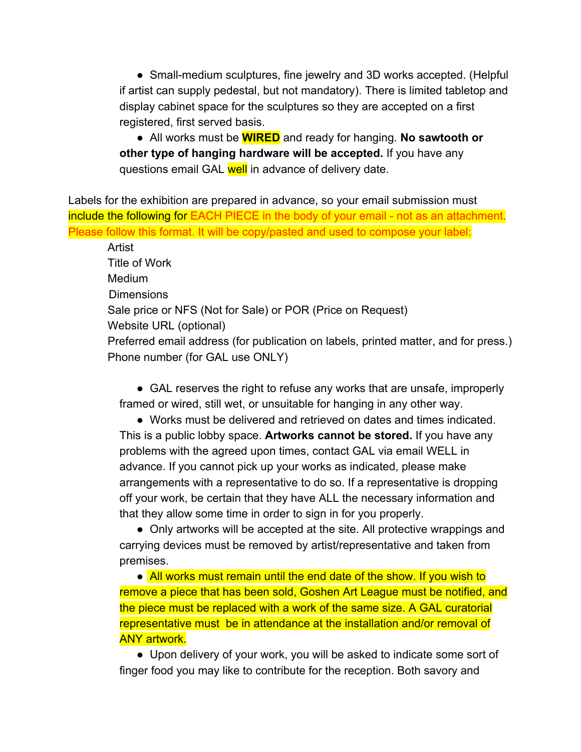- Small-medium sculptures, fine jewelry and 3D works accepted. (Helpful if artist can supply pedestal, but not mandatory). There is limited tabletop and display cabinet space for the sculptures so they are accepted on a first registered, first served basis.
- All works must be **WIRED** and ready for hanging. **No sawtooth or other type of hanging hardware will be accepted.** If you have any questions email GAL well in advance of delivery date.

Labels for the exhibition are prepared in advance, so your email submission must include the following for EACH PIECE in the body of your email - not as an attachment. Please follow this format. It will be copy/pasted and used to compose your label:

Artist
Title of Work
Medium
Dimensions
Sale price or NFS (Not for Sale) or POR (Price on Request)
Website URL (optional)
Preferred email address (for publication on labels, printed matter, and for press.)
Phone number (for GAL use ONLY)

- GAL reserves the right to refuse any works that are unsafe, improperly framed or wired, still wet, or unsuitable for hanging in any other way.
- Works must be delivered and retrieved on dates and times indicated. This is a public lobby space. **Artworks cannot be stored.** If you have any problems with the agreed upon times, contact GAL via email WELL in advance. If you cannot pick up your works as indicated, please make arrangements with a representative to do so. If a representative is dropping off your work, be certain that they have ALL the necessary information and that they allow some time in order to sign in for you properly.
- Only artworks will be accepted at the site. All protective wrappings and carrying devices must be removed by artist/representative and taken from premises.
- All works must remain until the end date of the show. If you wish to remove a piece that has been sold, Goshen Art League must be notified, and the piece must be replaced with a work of the same size. A GAL curatorial representative must be in attendance at the installation and/or removal of ANY artwork.
- Upon delivery of your work, you will be asked to indicate some sort of finger food you may like to contribute for the reception. Both savory and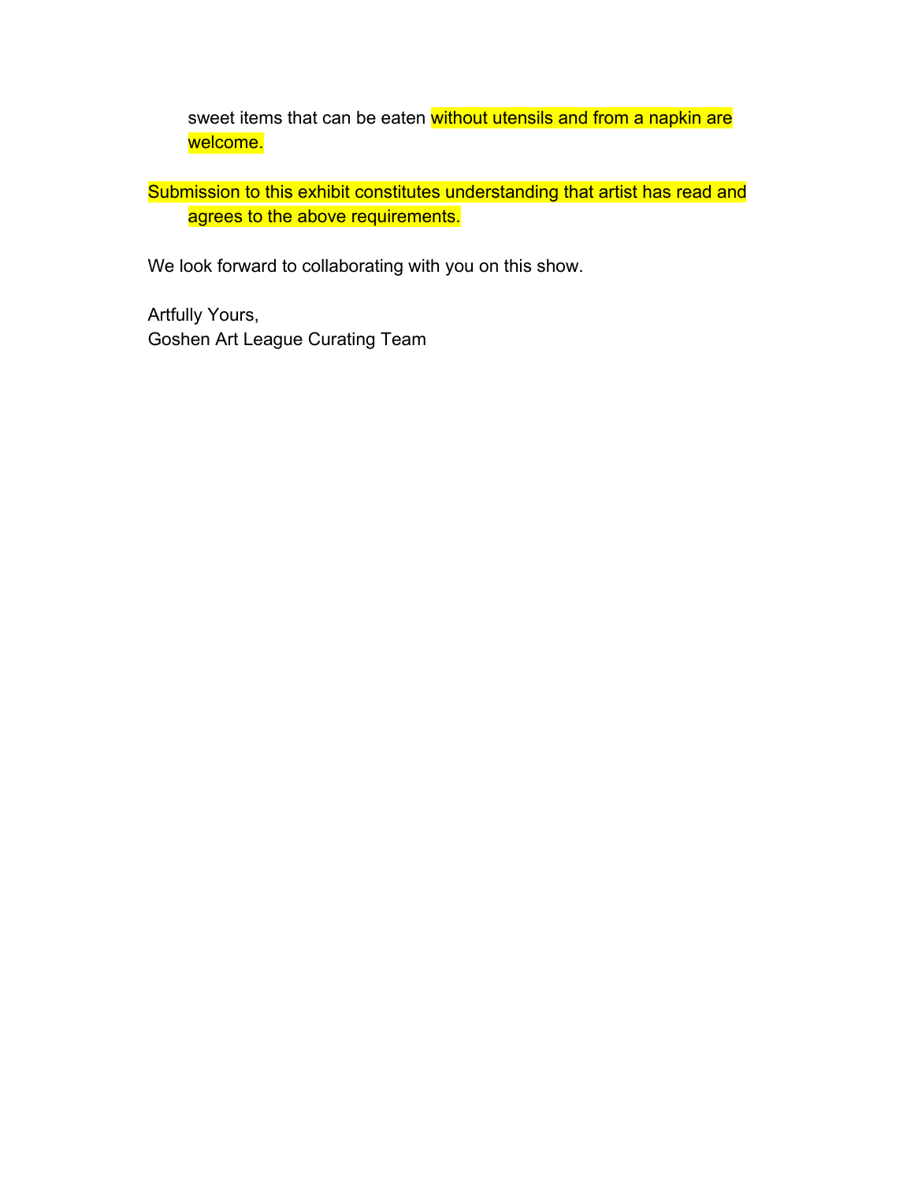sweet items that can be eaten without utensils and from a napkin are welcome.

Submission to this exhibit constitutes understanding that artist has read and agrees to the above requirements.

We look forward to collaborating with you on this show.

Artfully Yours,
Goshen Art League Curating Team